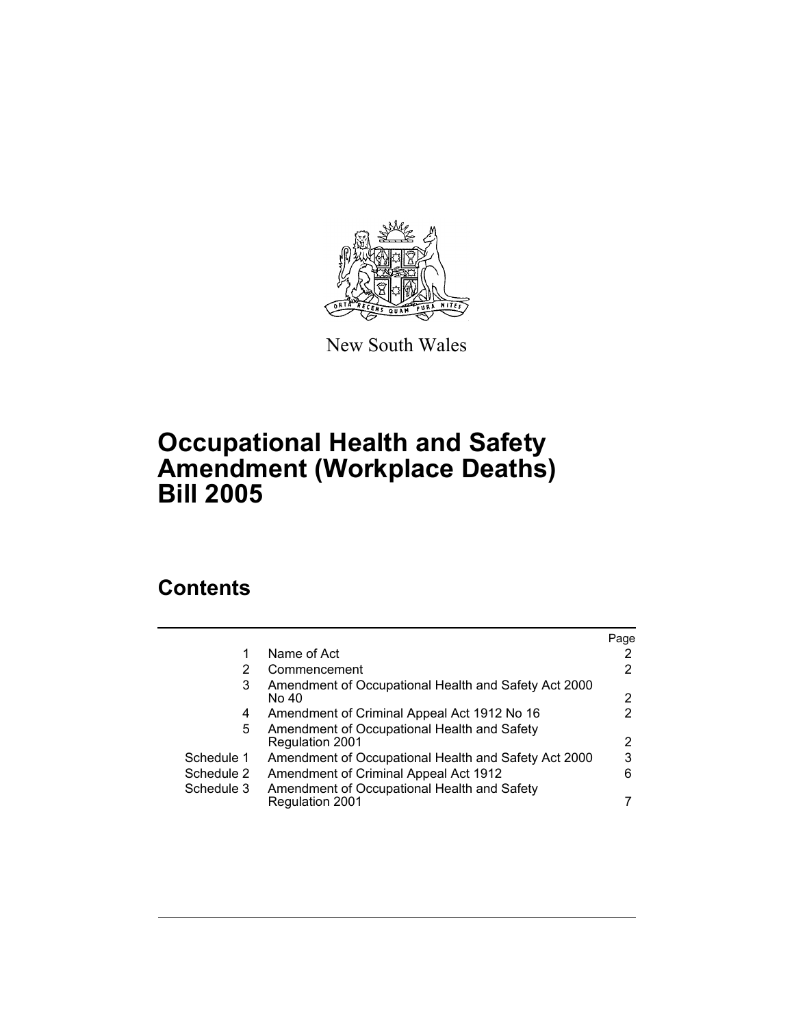New South Wales

# Occupational Health and Safety Amendment (Workplace Deaths) Bill 2005

## Contents

| | | Page |
|---|---|---|
| 1 | Name of Act | 2 |
| 2 | Commencement | 2 |
| 3 | Amendment of Occupational Health and Safety Act 2000 No 40 | 2 |
| 4 | Amendment of Criminal Appeal Act 1912 No 16 | 2 |
| 5 | Amendment of Occupational Health and Safety Regulation 2001 | 2 |
| Schedule 1 | Amendment of Occupational Health and Safety Act 2000 | 3 |
| Schedule 2 | Amendment of Criminal Appeal Act 1912 | 6 |
| Schedule 3 | Amendment of Occupational Health and Safety Regulation 2001 | 7 |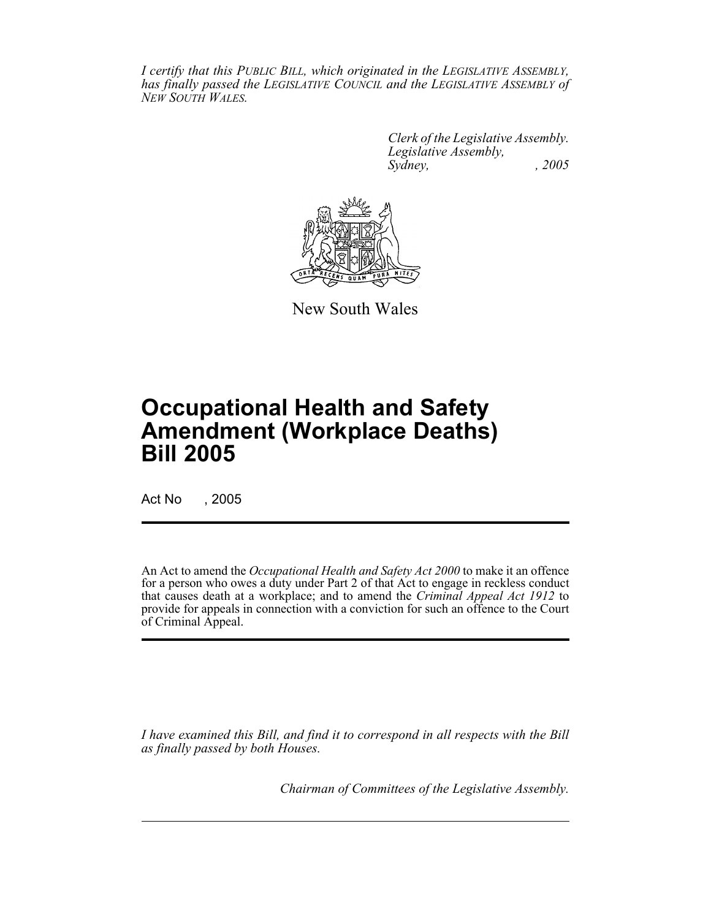*I certify that this PUBLIC BILL, which originated in the LEGISLATIVE ASSEMBLY, has finally passed the LEGISLATIVE COUNCIL and the LEGISLATIVE ASSEMBLY of NEW SOUTH WALES.*

*Clerk of the Legislative Assembly.*
*Legislative Assembly,*
*Sydney, , 2005*

New South Wales

# Occupational Health and Safety Amendment (Workplace Deaths) Bill 2005

Act No , 2005

An Act to amend the *Occupational Health and Safety Act 2000* to make it an offence for a person who owes a duty under Part 2 of that Act to engage in reckless conduct that causes death at a workplace; and to amend the *Criminal Appeal Act 1912* to provide for appeals in connection with a conviction for such an offence to the Court of Criminal Appeal.

*I have examined this Bill, and find it to correspond in all respects with the Bill as finally passed by both Houses.*

*Chairman of Committees of the Legislative Assembly.*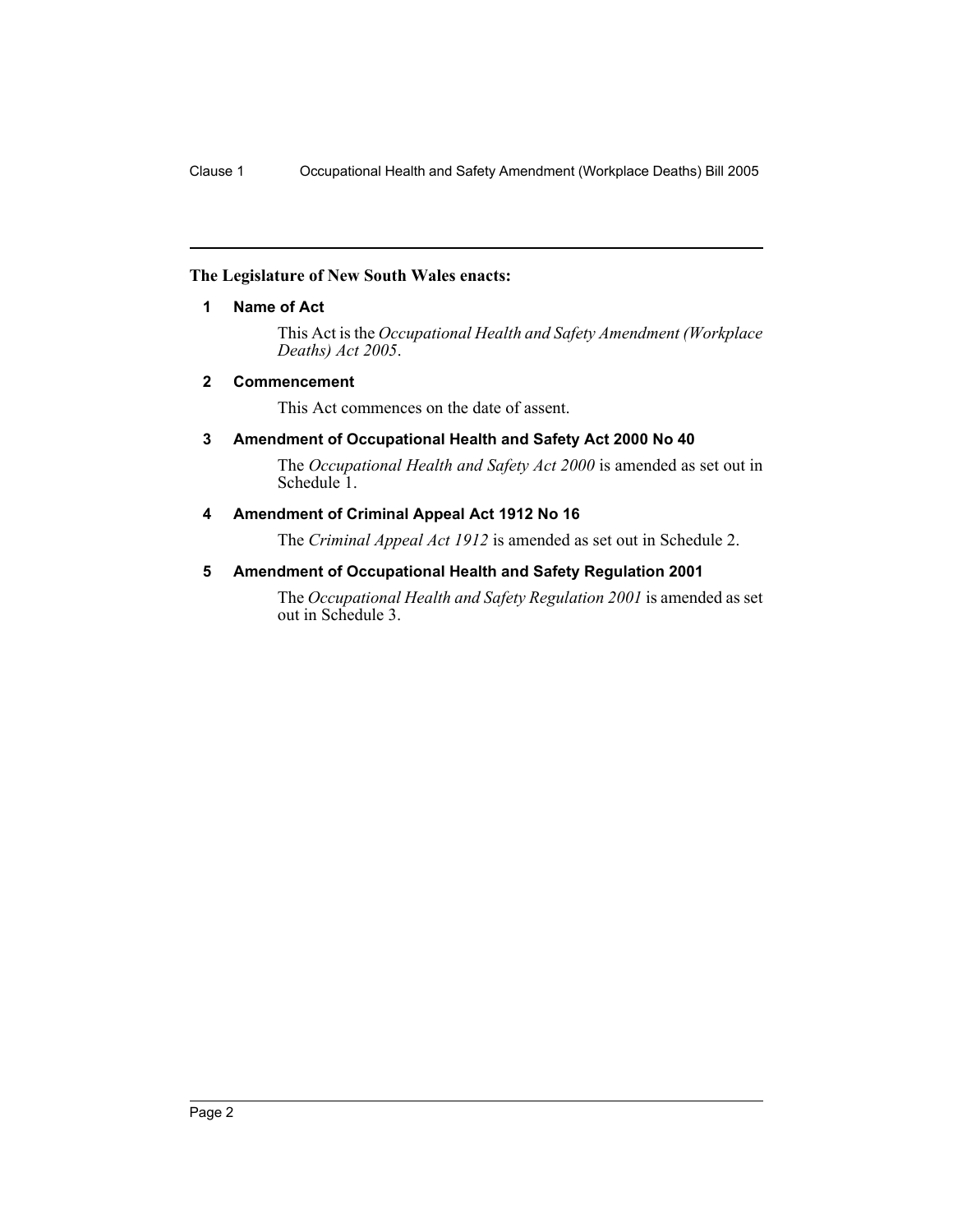**The Legislature of New South Wales enacts:**

## 1 Name of Act

This Act is the *Occupational Health and Safety Amendment (Workplace Deaths) Act 2005*.

## 2 Commencement

This Act commences on the date of assent.

## 3 Amendment of Occupational Health and Safety Act 2000 No 40

The *Occupational Health and Safety Act 2000* is amended as set out in Schedule 1.

## 4 Amendment of Criminal Appeal Act 1912 No 16

The *Criminal Appeal Act 1912* is amended as set out in Schedule 2.

## 5 Amendment of Occupational Health and Safety Regulation 2001

The *Occupational Health and Safety Regulation 2001* is amended as set out in Schedule 3.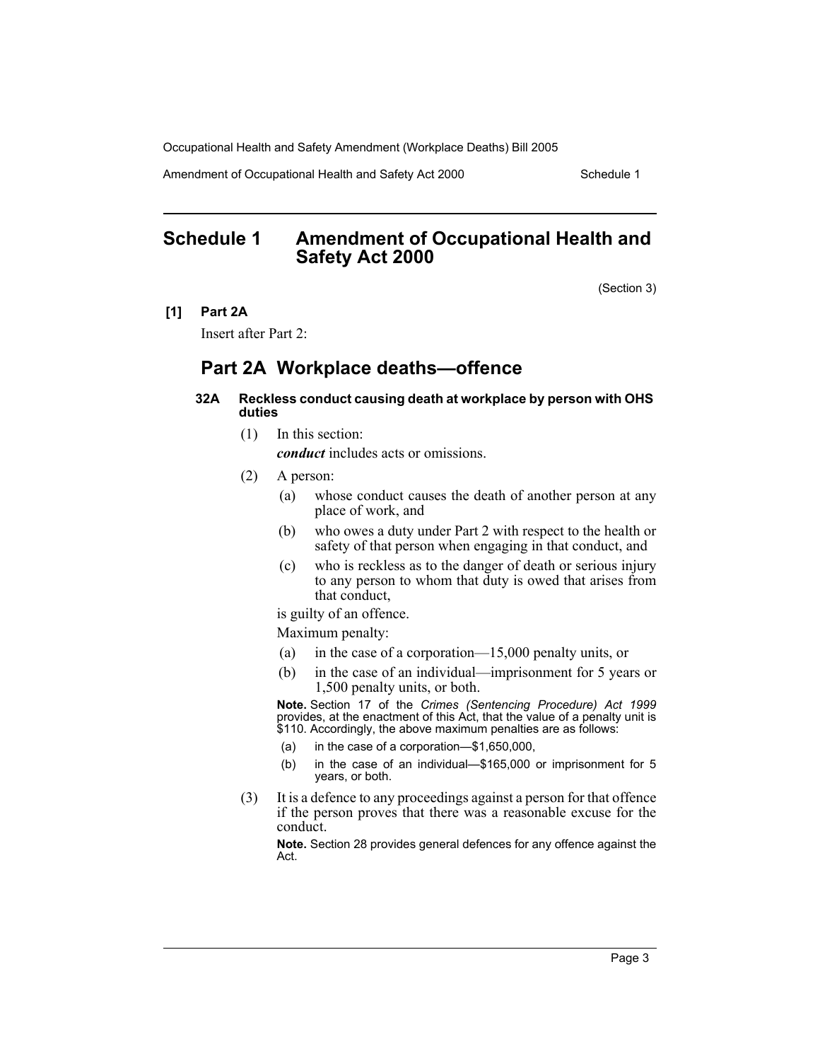# Schedule 1 Amendment of Occupational Health and Safety Act 2000

(Section 3)

**[1] Part 2A**

Insert after Part 2:

## Part 2A Workplace deaths—offence

**32A Reckless conduct causing death at workplace by person with OHS duties**

(1) In this section:

***conduct*** includes acts or omissions.

(2) A person:

(a) whose conduct causes the death of another person at any place of work, and

(b) who owes a duty under Part 2 with respect to the health or safety of that person when engaging in that conduct, and

(c) who is reckless as to the danger of death or serious injury to any person to whom that duty is owed that arises from that conduct,

is guilty of an offence.

Maximum penalty:

(a) in the case of a corporation—15,000 penalty units, or

(b) in the case of an individual—imprisonment for 5 years or 1,500 penalty units, or both.

**Note.** Section 17 of the *Crimes (Sentencing Procedure) Act 1999* provides, at the enactment of this Act, that the value of a penalty unit is $110. Accordingly, the above maximum penalties are as follows:

(a) in the case of a corporation—$1,650,000,

(b) in the case of an individual—$165,000 or imprisonment for 5 years, or both.

(3) It is a defence to any proceedings against a person for that offence if the person proves that there was a reasonable excuse for the conduct.

**Note.** Section 28 provides general defences for any offence against the Act.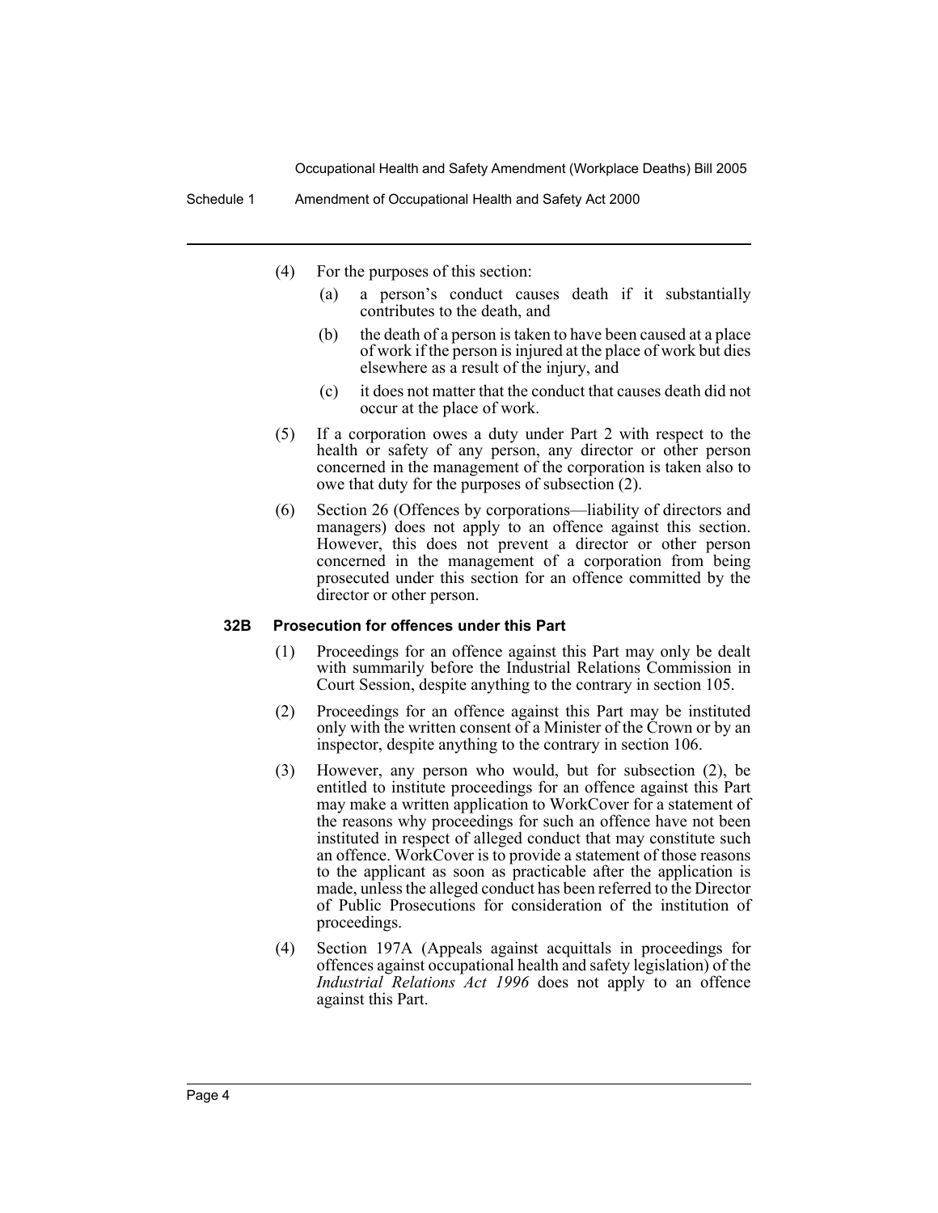(4) For the purposes of this section:

(a) a person's conduct causes death if it substantially contributes to the death, and

(b) the death of a person is taken to have been caused at a place of work if the person is injured at the place of work but dies elsewhere as a result of the injury, and

(c) it does not matter that the conduct that causes death did not occur at the place of work.

(5) If a corporation owes a duty under Part 2 with respect to the health or safety of any person, any director or other person concerned in the management of the corporation is taken also to owe that duty for the purposes of subsection (2).

(6) Section 26 (Offences by corporations—liability of directors and managers) does not apply to an offence against this section. However, this does not prevent a director or other person concerned in the management of a corporation from being prosecuted under this section for an offence committed by the director or other person.

### 32B Prosecution for offences under this Part

(1) Proceedings for an offence against this Part may only be dealt with summarily before the Industrial Relations Commission in Court Session, despite anything to the contrary in section 105.

(2) Proceedings for an offence against this Part may be instituted only with the written consent of a Minister of the Crown or by an inspector, despite anything to the contrary in section 106.

(3) However, any person who would, but for subsection (2), be entitled to institute proceedings for an offence against this Part may make a written application to WorkCover for a statement of the reasons why proceedings for such an offence have not been instituted in respect of alleged conduct that may constitute such an offence. WorkCover is to provide a statement of those reasons to the applicant as soon as practicable after the application is made, unless the alleged conduct has been referred to the Director of Public Prosecutions for consideration of the institution of proceedings.

(4) Section 197A (Appeals against acquittals in proceedings for offences against occupational health and safety legislation) of the *Industrial Relations Act 1996* does not apply to an offence against this Part.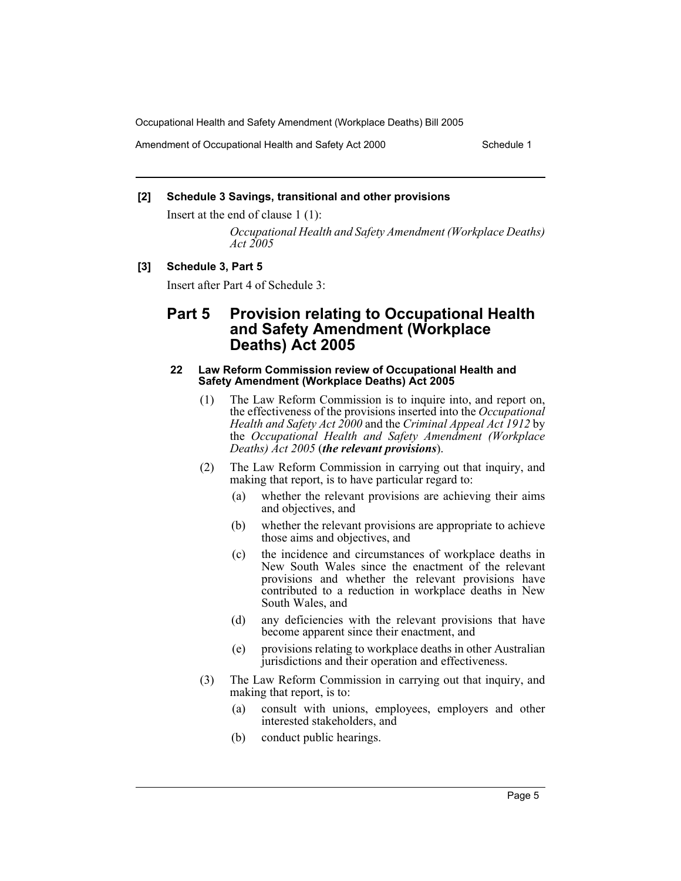**[2] Schedule 3 Savings, transitional and other provisions**

Insert at the end of clause 1 (1):

> *Occupational Health and Safety Amendment (Workplace Deaths) Act 2005*

**[3] Schedule 3, Part 5**

Insert after Part 4 of Schedule 3:

## Part 5 Provision relating to Occupational Health and Safety Amendment (Workplace Deaths) Act 2005

### 22 Law Reform Commission review of Occupational Health and Safety Amendment (Workplace Deaths) Act 2005

(1) The Law Reform Commission is to inquire into, and report on, the effectiveness of the provisions inserted into the *Occupational Health and Safety Act 2000* and the *Criminal Appeal Act 1912* by the *Occupational Health and Safety Amendment (Workplace Deaths) Act 2005* (***the relevant provisions***).

(2) The Law Reform Commission in carrying out that inquiry, and making that report, is to have particular regard to:

- (a) whether the relevant provisions are achieving their aims and objectives, and
- (b) whether the relevant provisions are appropriate to achieve those aims and objectives, and
- (c) the incidence and circumstances of workplace deaths in New South Wales since the enactment of the relevant provisions and whether the relevant provisions have contributed to a reduction in workplace deaths in New South Wales, and
- (d) any deficiencies with the relevant provisions that have become apparent since their enactment, and
- (e) provisions relating to workplace deaths in other Australian jurisdictions and their operation and effectiveness.

(3) The Law Reform Commission in carrying out that inquiry, and making that report, is to:

- (a) consult with unions, employees, employers and other interested stakeholders, and
- (b) conduct public hearings.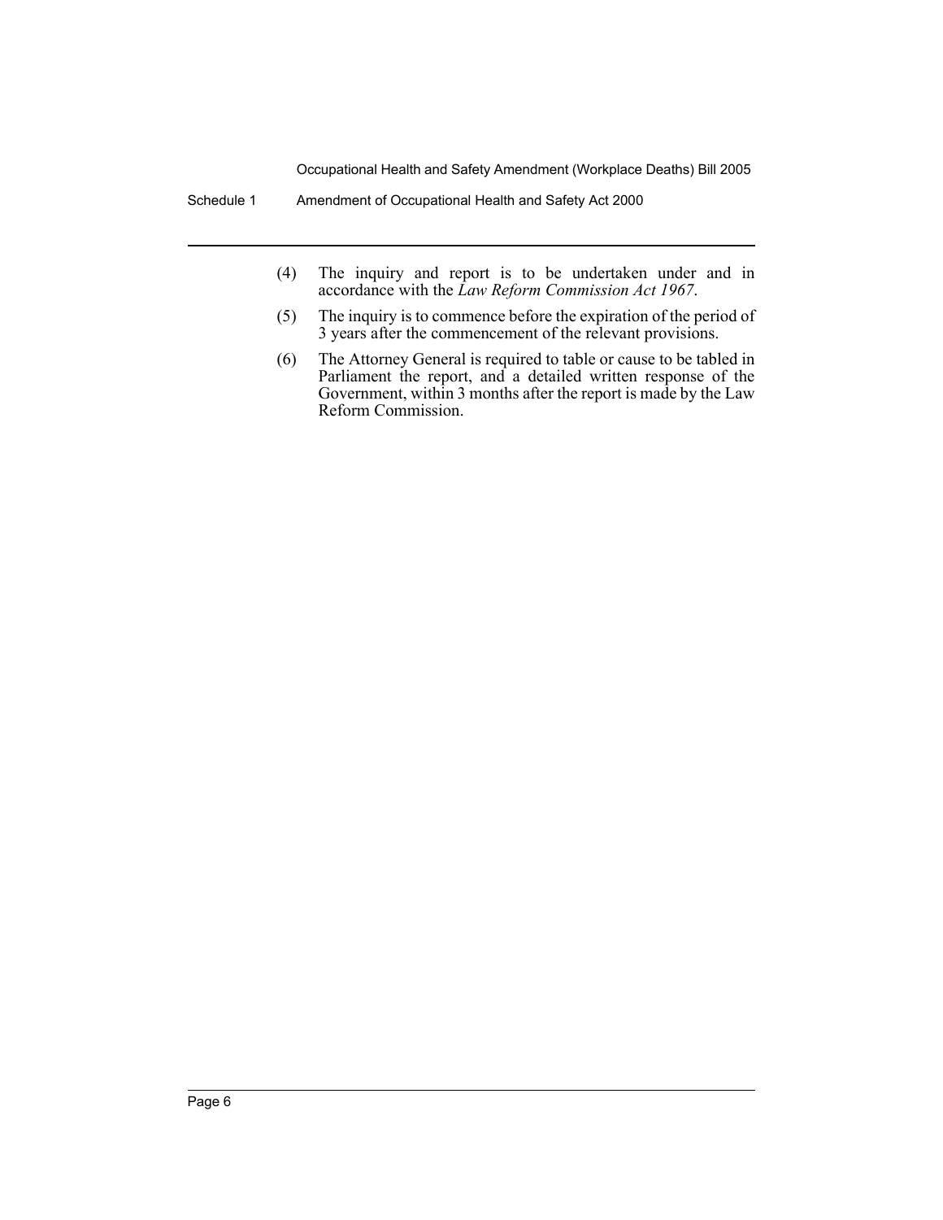(4) The inquiry and report is to be undertaken under and in accordance with the *Law Reform Commission Act 1967*.

(5) The inquiry is to commence before the expiration of the period of 3 years after the commencement of the relevant provisions.

(6) The Attorney General is required to table or cause to be tabled in Parliament the report, and a detailed written response of the Government, within 3 months after the report is made by the Law Reform Commission.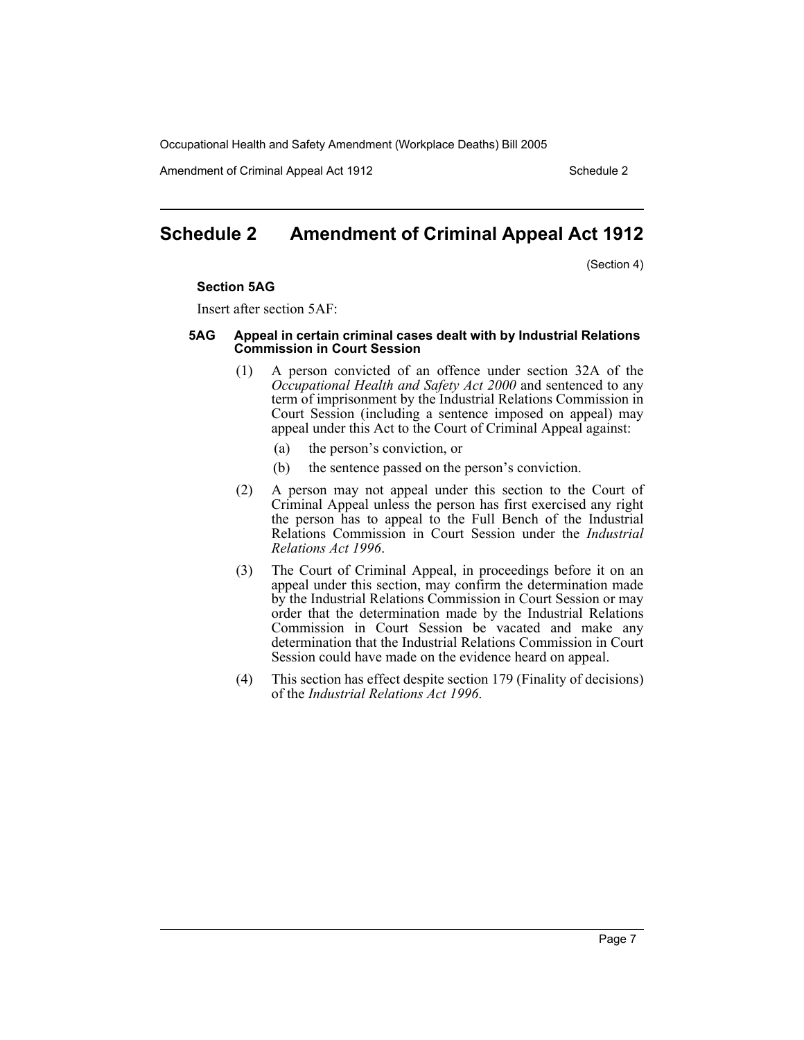# Schedule 2 Amendment of Criminal Appeal Act 1912

(Section 4)

**Section 5AG**

Insert after section 5AF:

**5AG Appeal in certain criminal cases dealt with by Industrial Relations Commission in Court Session**

(1) A person convicted of an offence under section 32A of the *Occupational Health and Safety Act 2000* and sentenced to any term of imprisonment by the Industrial Relations Commission in Court Session (including a sentence imposed on appeal) may appeal under this Act to the Court of Criminal Appeal against:

(a) the person's conviction, or

(b) the sentence passed on the person's conviction.

(2) A person may not appeal under this section to the Court of Criminal Appeal unless the person has first exercised any right the person has to appeal to the Full Bench of the Industrial Relations Commission in Court Session under the *Industrial Relations Act 1996*.

(3) The Court of Criminal Appeal, in proceedings before it on an appeal under this section, may confirm the determination made by the Industrial Relations Commission in Court Session or may order that the determination made by the Industrial Relations Commission in Court Session be vacated and make any determination that the Industrial Relations Commission in Court Session could have made on the evidence heard on appeal.

(4) This section has effect despite section 179 (Finality of decisions) of the *Industrial Relations Act 1996*.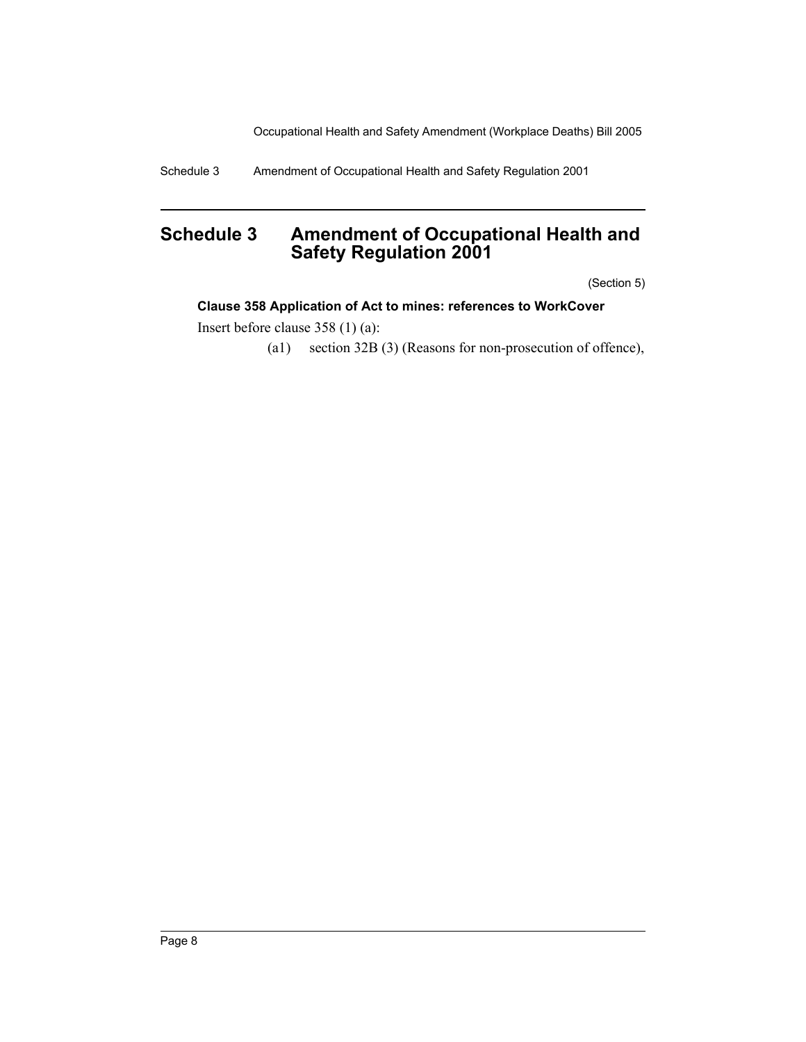## Schedule 3 Amendment of Occupational Health and Safety Regulation 2001

(Section 5)

**Clause 358 Application of Act to mines: references to WorkCover**

Insert before clause 358 (1) (a):

(a1) section 32B (3) (Reasons for non-prosecution of offence),